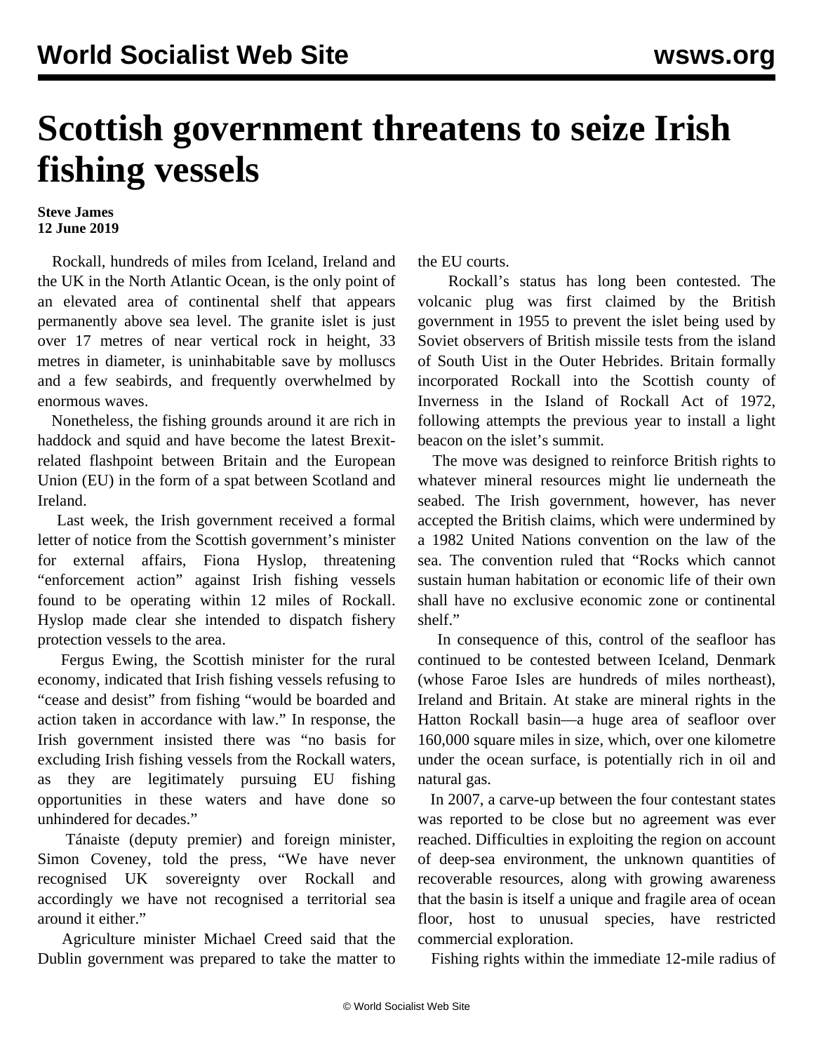# Scottish government threatens to seize Irish fishing vessels

**Steve James**
**12 June 2019**

Rockall, hundreds of miles from Iceland, Ireland and the UK in the North Atlantic Ocean, is the only point of an elevated area of continental shelf that appears permanently above sea level. The granite islet is just over 17 metres of near vertical rock in height, 33 metres in diameter, is uninhabitable save by molluscs and a few seabirds, and frequently overwhelmed by enormous waves.

Nonetheless, the fishing grounds around it are rich in haddock and squid and have become the latest Brexit-related flashpoint between Britain and the European Union (EU) in the form of a spat between Scotland and Ireland.

Last week, the Irish government received a formal letter of notice from the Scottish government's minister for external affairs, Fiona Hyslop, threatening "enforcement action" against Irish fishing vessels found to be operating within 12 miles of Rockall. Hyslop made clear she intended to dispatch fishery protection vessels to the area.

Fergus Ewing, the Scottish minister for the rural economy, indicated that Irish fishing vessels refusing to "cease and desist" from fishing "would be boarded and action taken in accordance with law." In response, the Irish government insisted there was "no basis for excluding Irish fishing vessels from the Rockall waters, as they are legitimately pursuing EU fishing opportunities in these waters and have done so unhindered for decades."

Tánaiste (deputy premier) and foreign minister, Simon Coveney, told the press, "We have never recognised UK sovereignty over Rockall and accordingly we have not recognised a territorial sea around it either."

Agriculture minister Michael Creed said that the Dublin government was prepared to take the matter to the EU courts.

Rockall's status has long been contested. The volcanic plug was first claimed by the British government in 1955 to prevent the islet being used by Soviet observers of British missile tests from the island of South Uist in the Outer Hebrides. Britain formally incorporated Rockall into the Scottish county of Inverness in the Island of Rockall Act of 1972, following attempts the previous year to install a light beacon on the islet's summit.

The move was designed to reinforce British rights to whatever mineral resources might lie underneath the seabed. The Irish government, however, has never accepted the British claims, which were undermined by a 1982 United Nations convention on the law of the sea. The convention ruled that "Rocks which cannot sustain human habitation or economic life of their own shall have no exclusive economic zone or continental shelf."

In consequence of this, control of the seafloor has continued to be contested between Iceland, Denmark (whose Faroe Isles are hundreds of miles northeast), Ireland and Britain. At stake are mineral rights in the Hatton Rockall basin—a huge area of seafloor over 160,000 square miles in size, which, over one kilometre under the ocean surface, is potentially rich in oil and natural gas.

In 2007, a carve-up between the four contestant states was reported to be close but no agreement was ever reached. Difficulties in exploiting the region on account of deep-sea environment, the unknown quantities of recoverable resources, along with growing awareness that the basin is itself a unique and fragile area of ocean floor, host to unusual species, have restricted commercial exploration.

Fishing rights within the immediate 12-mile radius of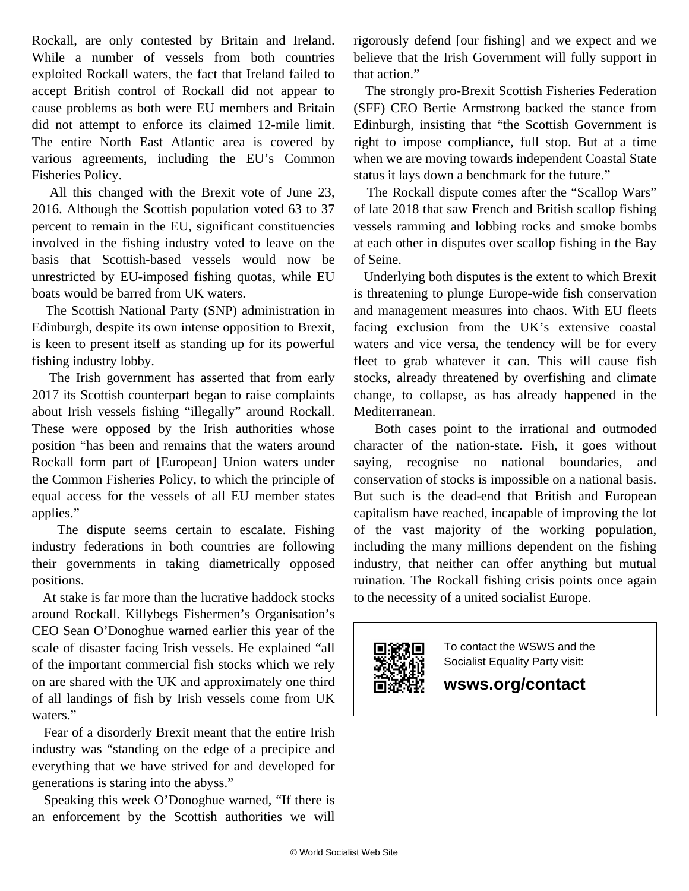Rockall, are only contested by Britain and Ireland. While a number of vessels from both countries exploited Rockall waters, the fact that Ireland failed to accept British control of Rockall did not appear to cause problems as both were EU members and Britain did not attempt to enforce its claimed 12-mile limit. The entire North East Atlantic area is covered by various agreements, including the EU's Common Fisheries Policy.

All this changed with the Brexit vote of June 23, 2016. Although the Scottish population voted 63 to 37 percent to remain in the EU, significant constituencies involved in the fishing industry voted to leave on the basis that Scottish-based vessels would now be unrestricted by EU-imposed fishing quotas, while EU boats would be barred from UK waters.

The Scottish National Party (SNP) administration in Edinburgh, despite its own intense opposition to Brexit, is keen to present itself as standing up for its powerful fishing industry lobby.

The Irish government has asserted that from early 2017 its Scottish counterpart began to raise complaints about Irish vessels fishing "illegally" around Rockall. These were opposed by the Irish authorities whose position "has been and remains that the waters around Rockall form part of [European] Union waters under the Common Fisheries Policy, to which the principle of equal access for the vessels of all EU member states applies."

The dispute seems certain to escalate. Fishing industry federations in both countries are following their governments in taking diametrically opposed positions.

At stake is far more than the lucrative haddock stocks around Rockall. Killybegs Fishermen's Organisation's CEO Sean O'Donoghue warned earlier this year of the scale of disaster facing Irish vessels. He explained "all of the important commercial fish stocks which we rely on are shared with the UK and approximately one third of all landings of fish by Irish vessels come from UK waters."

Fear of a disorderly Brexit meant that the entire Irish industry was "standing on the edge of a precipice and everything that we have strived for and developed for generations is staring into the abyss."

Speaking this week O'Donoghue warned, "If there is an enforcement by the Scottish authorities we will rigorously defend [our fishing] and we expect and we believe that the Irish Government will fully support in that action."

The strongly pro-Brexit Scottish Fisheries Federation (SFF) CEO Bertie Armstrong backed the stance from Edinburgh, insisting that "the Scottish Government is right to impose compliance, full stop. But at a time when we are moving towards independent Coastal State status it lays down a benchmark for the future."

The Rockall dispute comes after the "Scallop Wars" of late 2018 that saw French and British scallop fishing vessels ramming and lobbing rocks and smoke bombs at each other in disputes over scallop fishing in the Bay of Seine.

Underlying both disputes is the extent to which Brexit is threatening to plunge Europe-wide fish conservation and management measures into chaos. With EU fleets facing exclusion from the UK's extensive coastal waters and vice versa, the tendency will be for every fleet to grab whatever it can. This will cause fish stocks, already threatened by overfishing and climate change, to collapse, as has already happened in the Mediterranean.

Both cases point to the irrational and outmoded character of the nation-state. Fish, it goes without saying, recognise no national boundaries, and conservation of stocks is impossible on a national basis. But such is the dead-end that British and European capitalism have reached, incapable of improving the lot of the vast majority of the working population, including the many millions dependent on the fishing industry, that neither can offer anything but mutual ruination. The Rockall fishing crisis points once again to the necessity of a united socialist Europe.

To contact the WSWS and the Socialist Equality Party visit:

**wsws.org/contact**